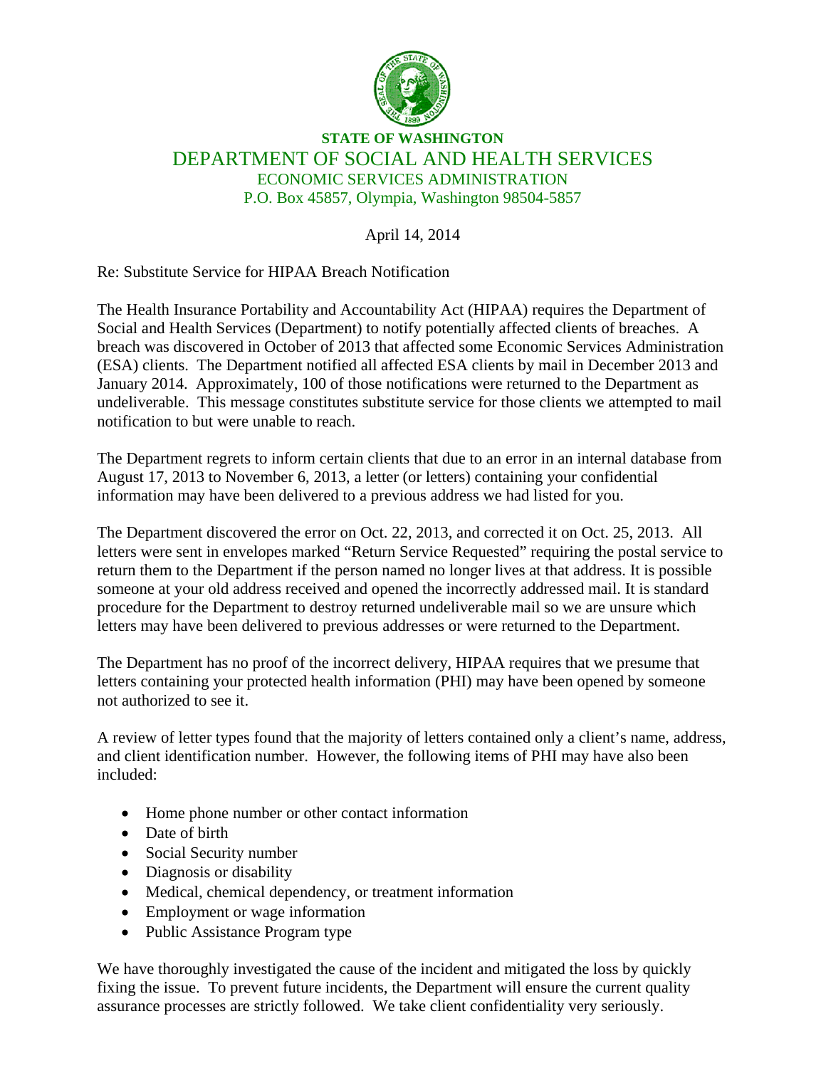**STATE OF WASHINGTON**

DEPARTMENT OF SOCIAL AND HEALTH SERVICES

ECONOMIC SERVICES ADMINISTRATION

P.O. Box 45857, Olympia, Washington 98504-5857

April 14, 2014

Re: Substitute Service for HIPAA Breach Notification

The Health Insurance Portability and Accountability Act (HIPAA) requires the Department of Social and Health Services (Department) to notify potentially affected clients of breaches. A breach was discovered in October of 2013 that affected some Economic Services Administration (ESA) clients. The Department notified all affected ESA clients by mail in December 2013 and January 2014. Approximately, 100 of those notifications were returned to the Department as undeliverable. This message constitutes substitute service for those clients we attempted to mail notification to but were unable to reach.

The Department regrets to inform certain clients that due to an error in an internal database from August 17, 2013 to November 6, 2013, a letter (or letters) containing your confidential information may have been delivered to a previous address we had listed for you.

The Department discovered the error on Oct. 22, 2013, and corrected it on Oct. 25, 2013. All letters were sent in envelopes marked "Return Service Requested" requiring the postal service to return them to the Department if the person named no longer lives at that address. It is possible someone at your old address received and opened the incorrectly addressed mail. It is standard procedure for the Department to destroy returned undeliverable mail so we are unsure which letters may have been delivered to previous addresses or were returned to the Department.

The Department has no proof of the incorrect delivery, HIPAA requires that we presume that letters containing your protected health information (PHI) may have been opened by someone not authorized to see it.

A review of letter types found that the majority of letters contained only a client's name, address, and client identification number. However, the following items of PHI may have also been included:

- Home phone number or other contact information
- Date of birth
- Social Security number
- Diagnosis or disability
- Medical, chemical dependency, or treatment information
- Employment or wage information
- Public Assistance Program type

We have thoroughly investigated the cause of the incident and mitigated the loss by quickly fixing the issue. To prevent future incidents, the Department will ensure the current quality assurance processes are strictly followed. We take client confidentiality very seriously.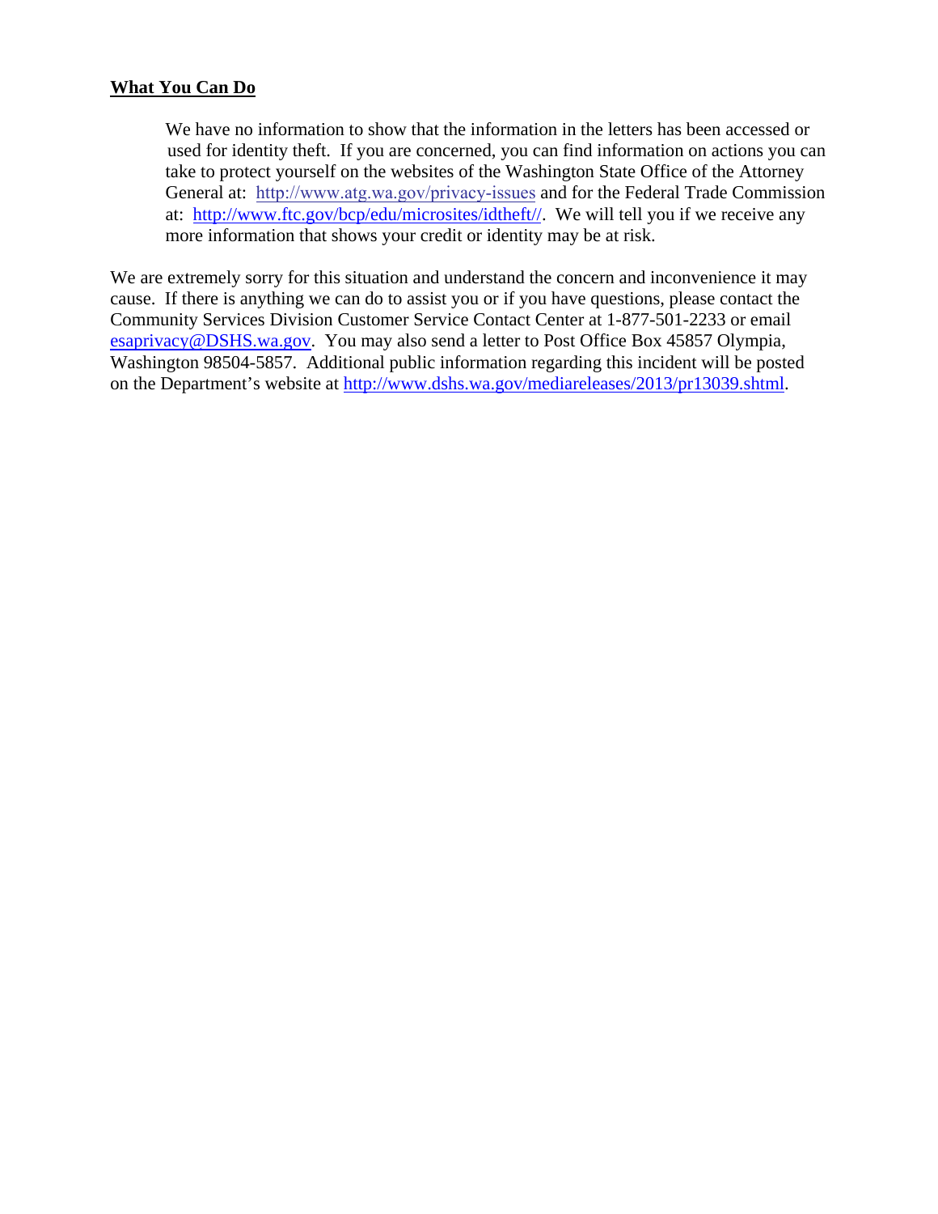**What You Can Do**

> We have no information to show that the information in the letters has been accessed or used for identity theft. If you are concerned, you can find information on actions you can take to protect yourself on the websites of the Washington State Office of the Attorney General at: http://www.atg.wa.gov/privacy-issues and for the Federal Trade Commission at: http://www.ftc.gov/bcp/edu/microsites/idtheft//. We will tell you if we receive any more information that shows your credit or identity may be at risk.

We are extremely sorry for this situation and understand the concern and inconvenience it may cause. If there is anything we can do to assist you or if you have questions, please contact the Community Services Division Customer Service Contact Center at 1-877-501-2233 or email esaprivacy@DSHS.wa.gov. You may also send a letter to Post Office Box 45857 Olympia, Washington 98504-5857. Additional public information regarding this incident will be posted on the Department's website at http://www.dshs.wa.gov/mediareleases/2013/pr13039.shtml.